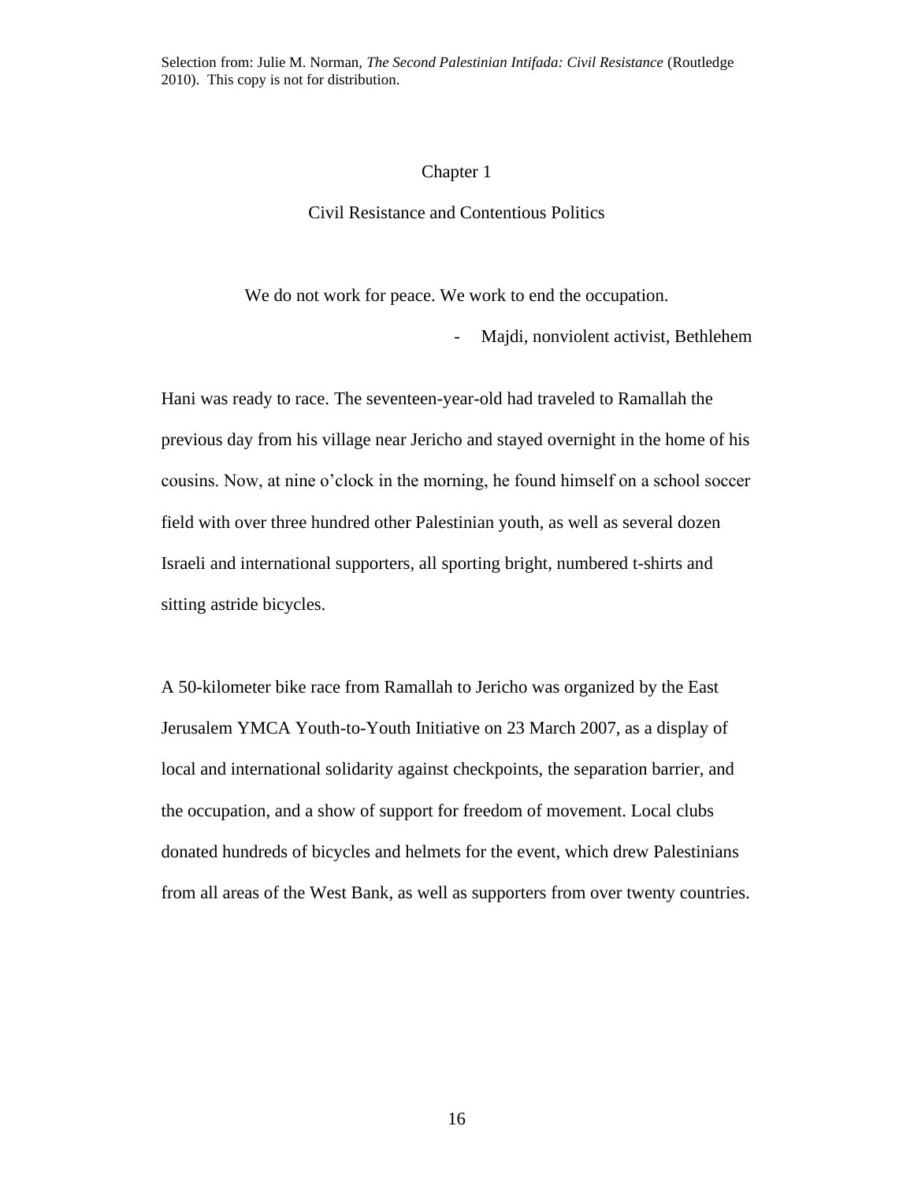Selection from: Julie M. Norman, *The Second Palestinian Intifada: Civil Resistance* (Routledge 2010). This copy is not for distribution.

# Chapter 1

## Civil Resistance and Contentious Politics

> We do not work for peace. We work to end the occupation.
>
> - Majdi, nonviolent activist, Bethlehem

Hani was ready to race. The seventeen-year-old had traveled to Ramallah the previous day from his village near Jericho and stayed overnight in the home of his cousins. Now, at nine o'clock in the morning, he found himself on a school soccer field with over three hundred other Palestinian youth, as well as several dozen Israeli and international supporters, all sporting bright, numbered t-shirts and sitting astride bicycles.

A 50-kilometer bike race from Ramallah to Jericho was organized by the East Jerusalem YMCA Youth-to-Youth Initiative on 23 March 2007, as a display of local and international solidarity against checkpoints, the separation barrier, and the occupation, and a show of support for freedom of movement. Local clubs donated hundreds of bicycles and helmets for the event, which drew Palestinians from all areas of the West Bank, as well as supporters from over twenty countries.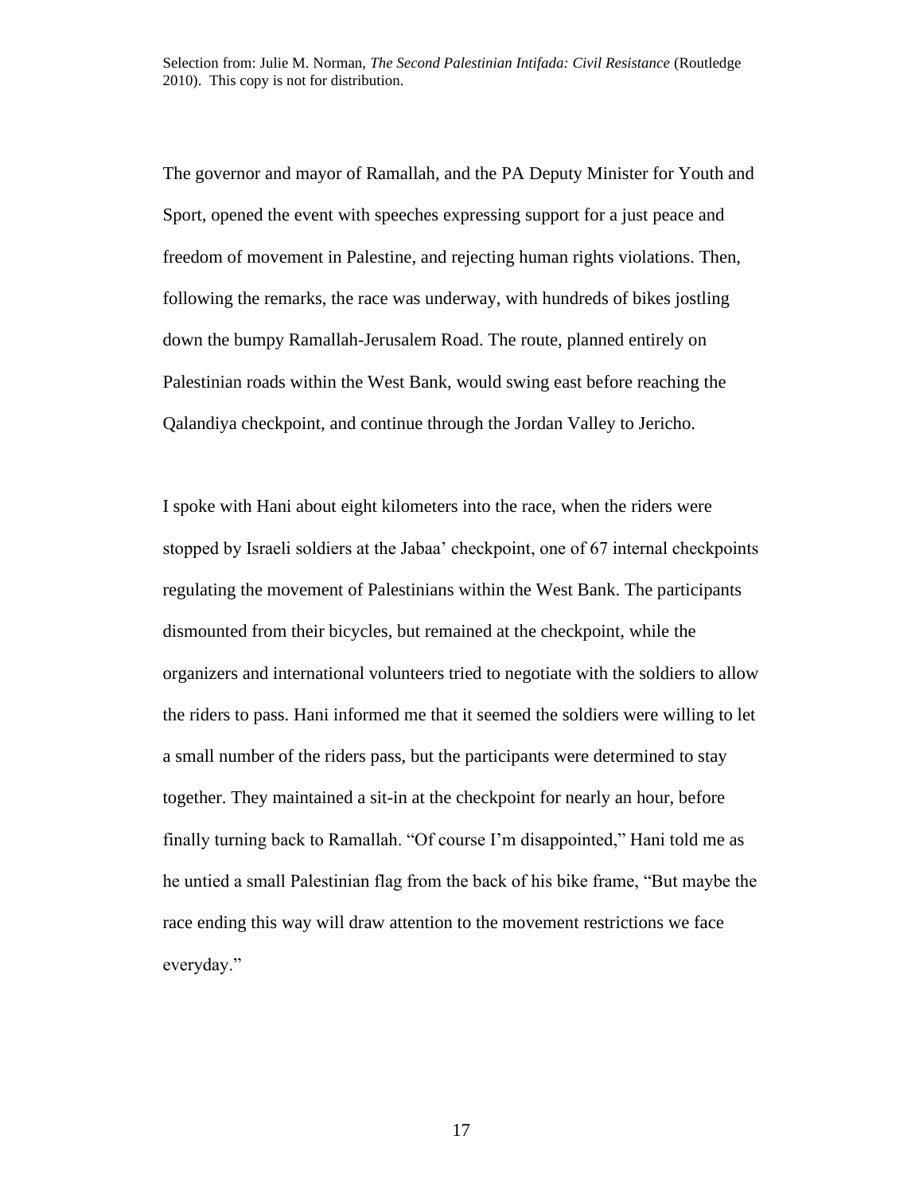The governor and mayor of Ramallah, and the PA Deputy Minister for Youth and Sport, opened the event with speeches expressing support for a just peace and freedom of movement in Palestine, and rejecting human rights violations. Then, following the remarks, the race was underway, with hundreds of bikes jostling down the bumpy Ramallah-Jerusalem Road. The route, planned entirely on Palestinian roads within the West Bank, would swing east before reaching the Qalandiya checkpoint, and continue through the Jordan Valley to Jericho.

I spoke with Hani about eight kilometers into the race, when the riders were stopped by Israeli soldiers at the Jabaa' checkpoint, one of 67 internal checkpoints regulating the movement of Palestinians within the West Bank. The participants dismounted from their bicycles, but remained at the checkpoint, while the organizers and international volunteers tried to negotiate with the soldiers to allow the riders to pass. Hani informed me that it seemed the soldiers were willing to let a small number of the riders pass, but the participants were determined to stay together. They maintained a sit-in at the checkpoint for nearly an hour, before finally turning back to Ramallah. "Of course I'm disappointed," Hani told me as he untied a small Palestinian flag from the back of his bike frame, "But maybe the race ending this way will draw attention to the movement restrictions we face everyday."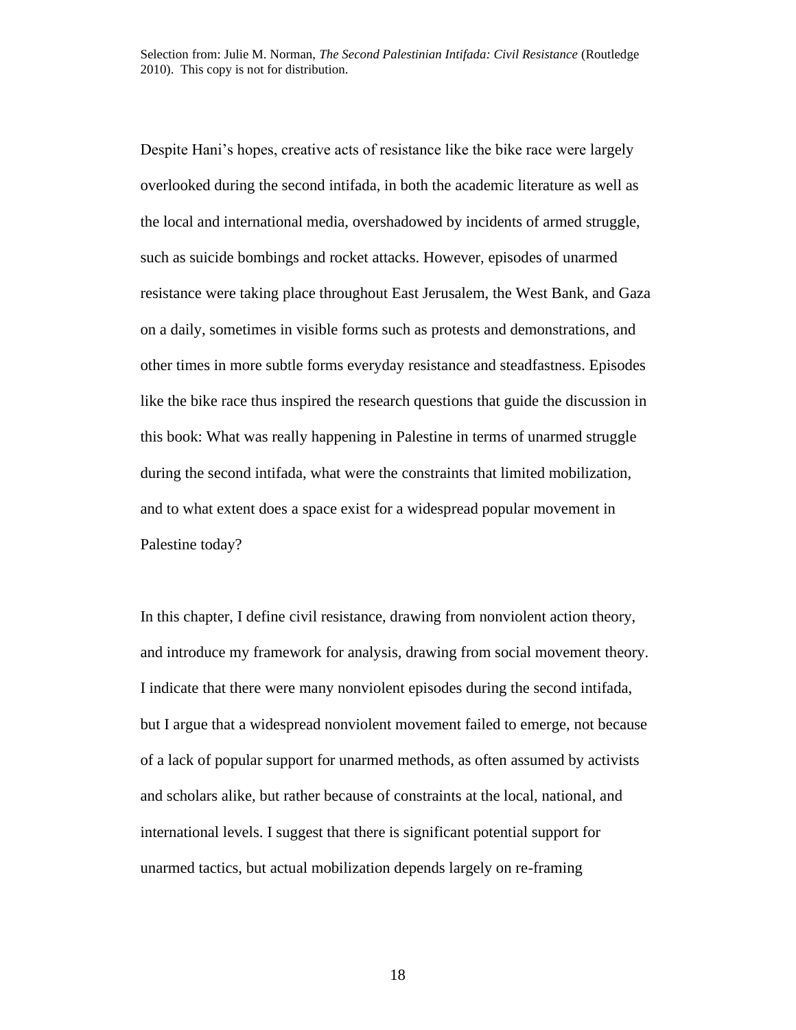Despite Hani's hopes, creative acts of resistance like the bike race were largely overlooked during the second intifada, in both the academic literature as well as the local and international media, overshadowed by incidents of armed struggle, such as suicide bombings and rocket attacks. However, episodes of unarmed resistance were taking place throughout East Jerusalem, the West Bank, and Gaza on a daily, sometimes in visible forms such as protests and demonstrations, and other times in more subtle forms everyday resistance and steadfastness. Episodes like the bike race thus inspired the research questions that guide the discussion in this book: What was really happening in Palestine in terms of unarmed struggle during the second intifada, what were the constraints that limited mobilization, and to what extent does a space exist for a widespread popular movement in Palestine today?

In this chapter, I define civil resistance, drawing from nonviolent action theory, and introduce my framework for analysis, drawing from social movement theory. I indicate that there were many nonviolent episodes during the second intifada, but I argue that a widespread nonviolent movement failed to emerge, not because of a lack of popular support for unarmed methods, as often assumed by activists and scholars alike, but rather because of constraints at the local, national, and international levels. I suggest that there is significant potential support for unarmed tactics, but actual mobilization depends largely on re-framing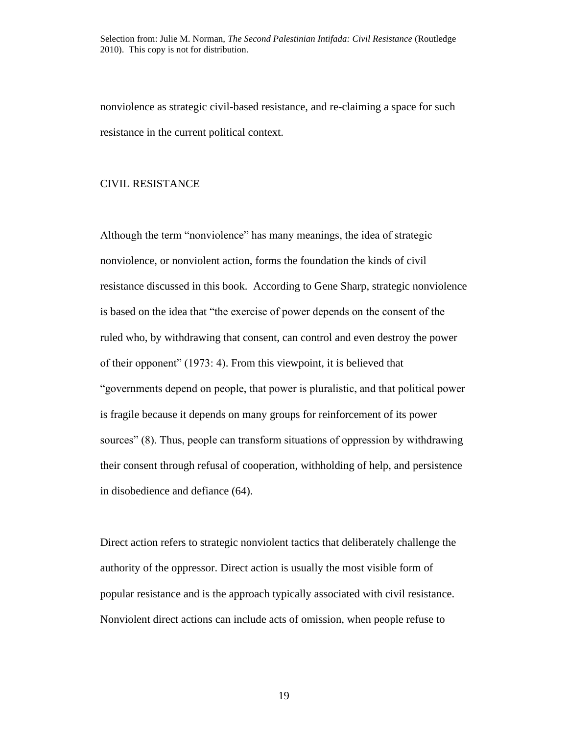nonviolence as strategic civil-based resistance, and re-claiming a space for such resistance in the current political context.

## CIVIL RESISTANCE

Although the term "nonviolence" has many meanings, the idea of strategic nonviolence, or nonviolent action, forms the foundation the kinds of civil resistance discussed in this book. According to Gene Sharp, strategic nonviolence is based on the idea that "the exercise of power depends on the consent of the ruled who, by withdrawing that consent, can control and even destroy the power of their opponent" (1973: 4). From this viewpoint, it is believed that "governments depend on people, that power is pluralistic, and that political power is fragile because it depends on many groups for reinforcement of its power sources" (8). Thus, people can transform situations of oppression by withdrawing their consent through refusal of cooperation, withholding of help, and persistence in disobedience and defiance (64).

Direct action refers to strategic nonviolent tactics that deliberately challenge the authority of the oppressor. Direct action is usually the most visible form of popular resistance and is the approach typically associated with civil resistance. Nonviolent direct actions can include acts of omission, when people refuse to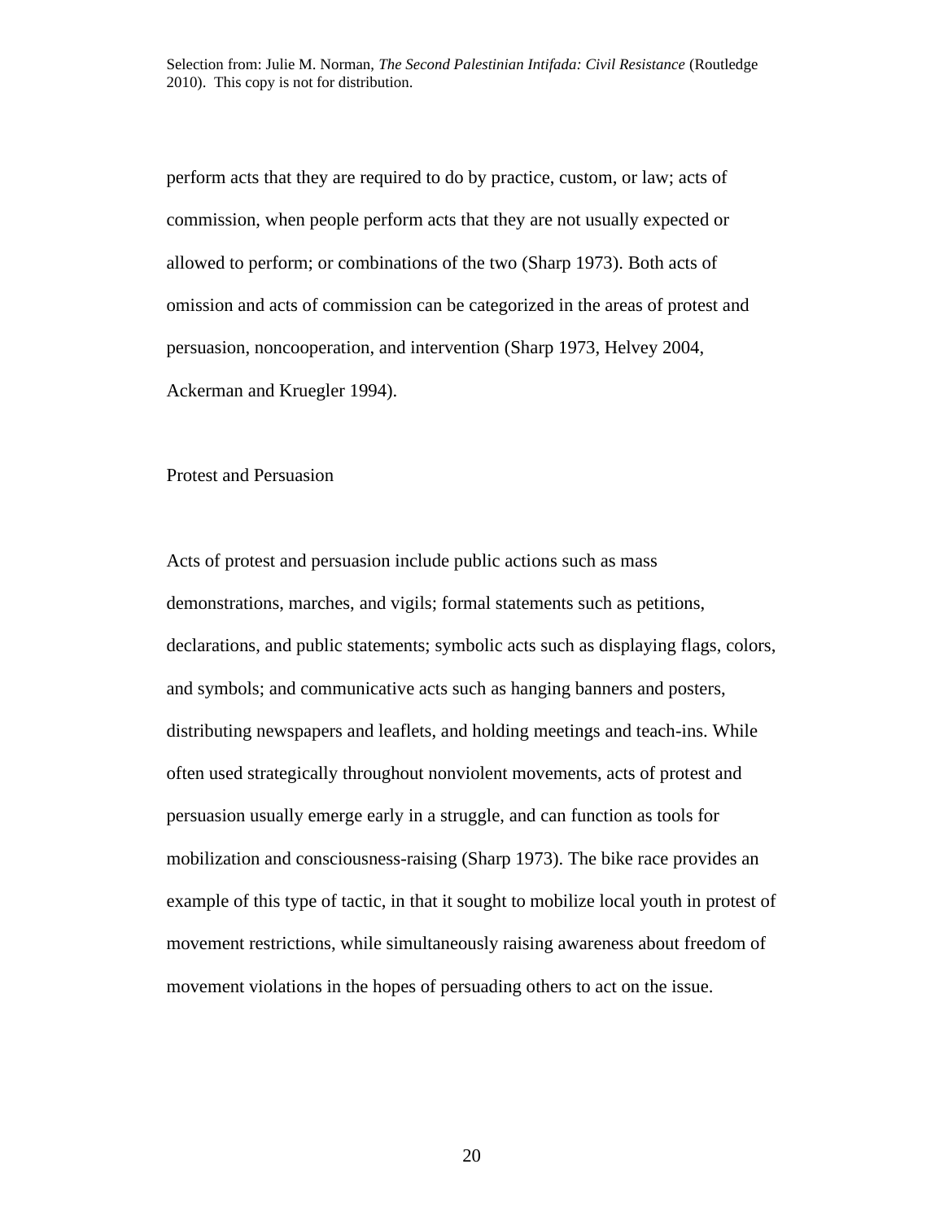perform acts that they are required to do by practice, custom, or law; acts of commission, when people perform acts that they are not usually expected or allowed to perform; or combinations of the two (Sharp 1973). Both acts of omission and acts of commission can be categorized in the areas of protest and persuasion, noncooperation, and intervention (Sharp 1973, Helvey 2004, Ackerman and Kruegler 1994).

### Protest and Persuasion

Acts of protest and persuasion include public actions such as mass demonstrations, marches, and vigils; formal statements such as petitions, declarations, and public statements; symbolic acts such as displaying flags, colors, and symbols; and communicative acts such as hanging banners and posters, distributing newspapers and leaflets, and holding meetings and teach-ins. While often used strategically throughout nonviolent movements, acts of protest and persuasion usually emerge early in a struggle, and can function as tools for mobilization and consciousness-raising (Sharp 1973). The bike race provides an example of this type of tactic, in that it sought to mobilize local youth in protest of movement restrictions, while simultaneously raising awareness about freedom of movement violations in the hopes of persuading others to act on the issue.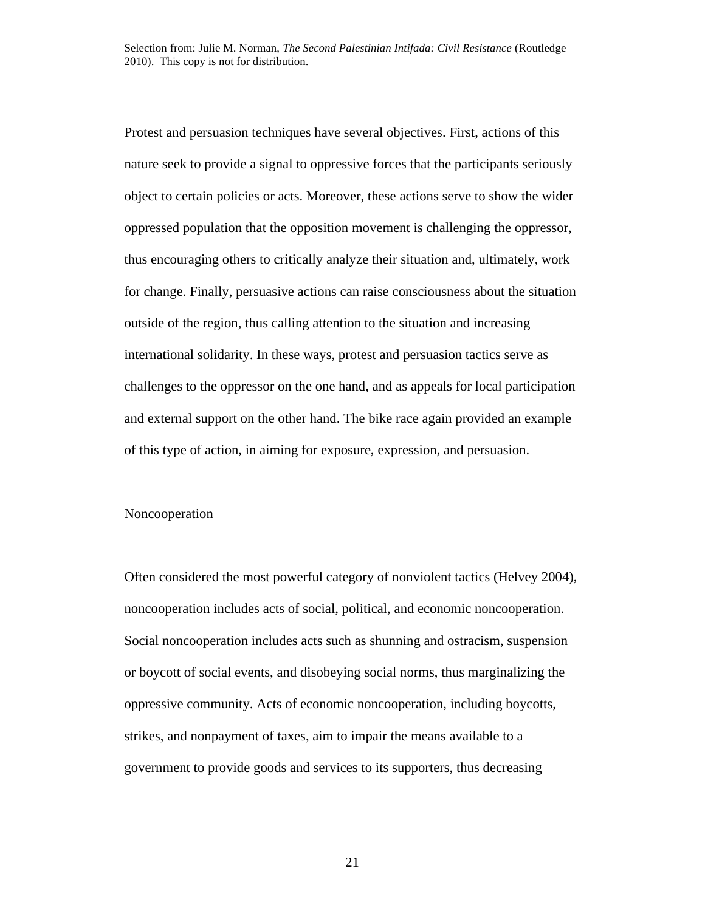Protest and persuasion techniques have several objectives. First, actions of this nature seek to provide a signal to oppressive forces that the participants seriously object to certain policies or acts. Moreover, these actions serve to show the wider oppressed population that the opposition movement is challenging the oppressor, thus encouraging others to critically analyze their situation and, ultimately, work for change. Finally, persuasive actions can raise consciousness about the situation outside of the region, thus calling attention to the situation and increasing international solidarity. In these ways, protest and persuasion tactics serve as challenges to the oppressor on the one hand, and as appeals for local participation and external support on the other hand. The bike race again provided an example of this type of action, in aiming for exposure, expression, and persuasion.

### Noncooperation

Often considered the most powerful category of nonviolent tactics (Helvey 2004), noncooperation includes acts of social, political, and economic noncooperation. Social noncooperation includes acts such as shunning and ostracism, suspension or boycott of social events, and disobeying social norms, thus marginalizing the oppressive community. Acts of economic noncooperation, including boycotts, strikes, and nonpayment of taxes, aim to impair the means available to a government to provide goods and services to its supporters, thus decreasing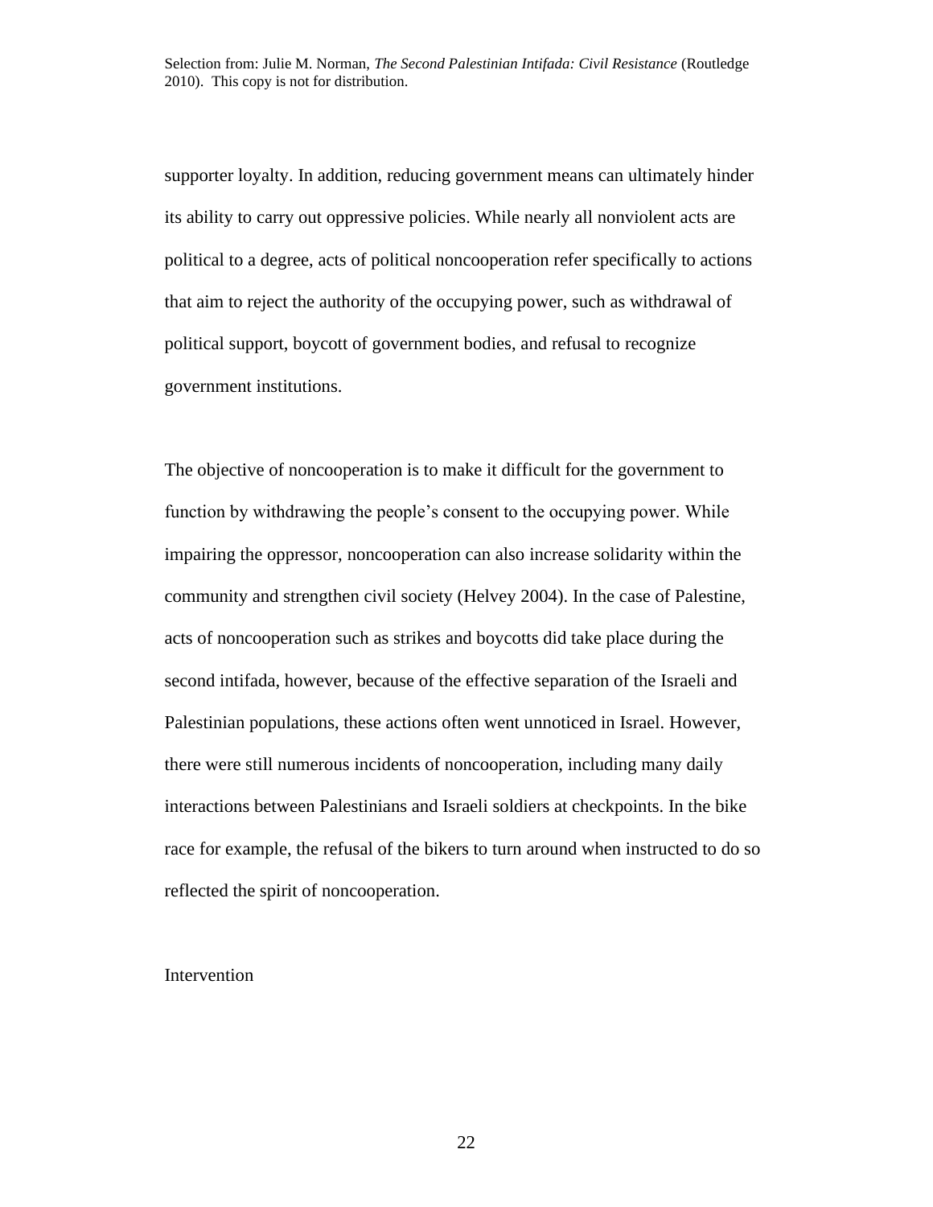supporter loyalty. In addition, reducing government means can ultimately hinder its ability to carry out oppressive policies. While nearly all nonviolent acts are political to a degree, acts of political noncooperation refer specifically to actions that aim to reject the authority of the occupying power, such as withdrawal of political support, boycott of government bodies, and refusal to recognize government institutions.

The objective of noncooperation is to make it difficult for the government to function by withdrawing the people's consent to the occupying power. While impairing the oppressor, noncooperation can also increase solidarity within the community and strengthen civil society (Helvey 2004). In the case of Palestine, acts of noncooperation such as strikes and boycotts did take place during the second intifada, however, because of the effective separation of the Israeli and Palestinian populations, these actions often went unnoticed in Israel. However, there were still numerous incidents of noncooperation, including many daily interactions between Palestinians and Israeli soldiers at checkpoints. In the bike race for example, the refusal of the bikers to turn around when instructed to do so reflected the spirit of noncooperation.

### Intervention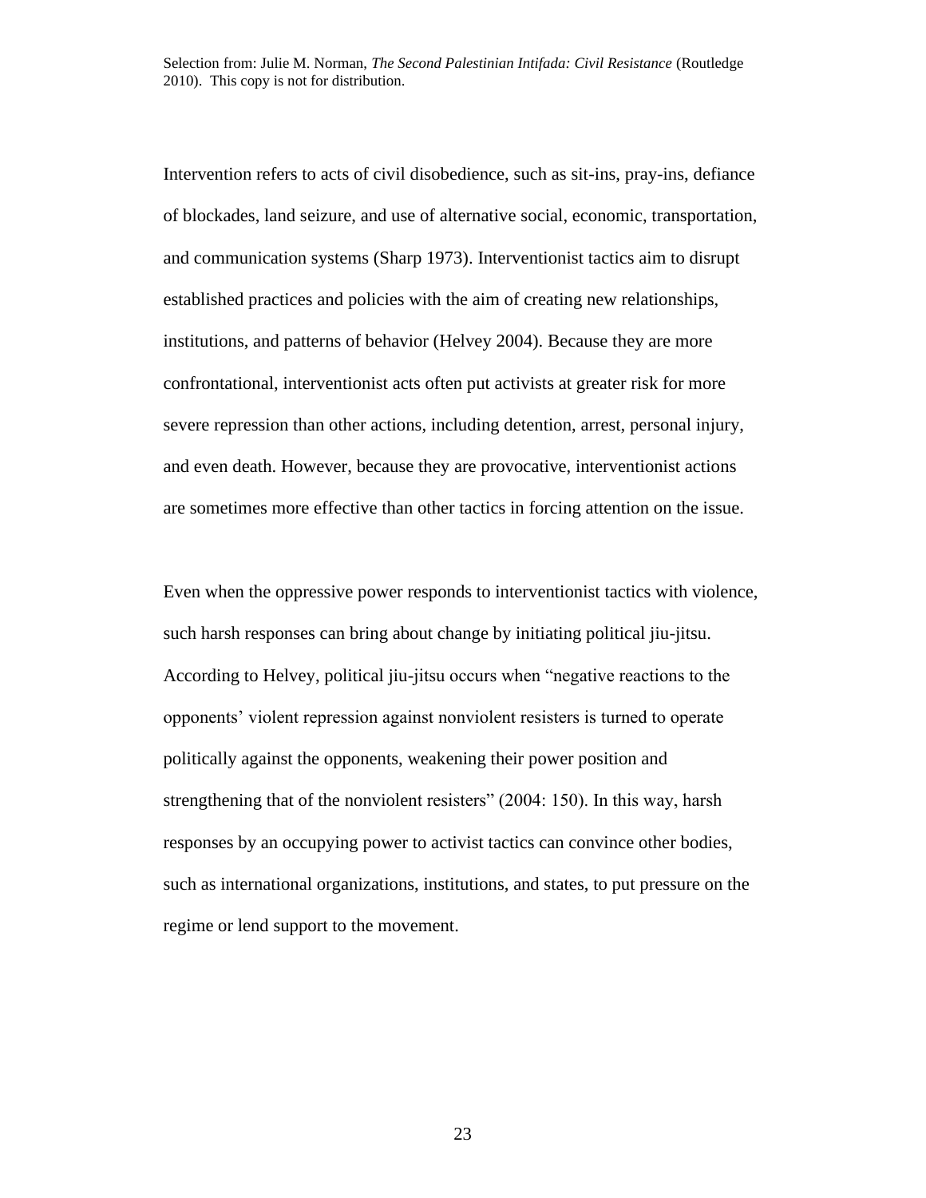Intervention refers to acts of civil disobedience, such as sit-ins, pray-ins, defiance of blockades, land seizure, and use of alternative social, economic, transportation, and communication systems (Sharp 1973). Interventionist tactics aim to disrupt established practices and policies with the aim of creating new relationships, institutions, and patterns of behavior (Helvey 2004). Because they are more confrontational, interventionist acts often put activists at greater risk for more severe repression than other actions, including detention, arrest, personal injury, and even death. However, because they are provocative, interventionist actions are sometimes more effective than other tactics in forcing attention on the issue.

Even when the oppressive power responds to interventionist tactics with violence, such harsh responses can bring about change by initiating political jiu-jitsu. According to Helvey, political jiu-jitsu occurs when "negative reactions to the opponents' violent repression against nonviolent resisters is turned to operate politically against the opponents, weakening their power position and strengthening that of the nonviolent resisters" (2004: 150). In this way, harsh responses by an occupying power to activist tactics can convince other bodies, such as international organizations, institutions, and states, to put pressure on the regime or lend support to the movement.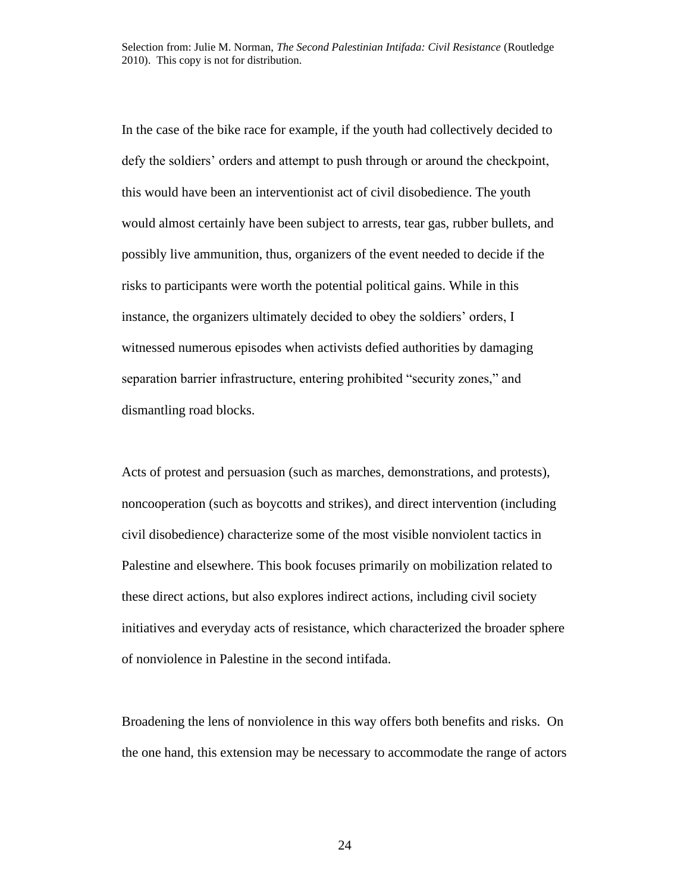In the case of the bike race for example, if the youth had collectively decided to defy the soldiers' orders and attempt to push through or around the checkpoint, this would have been an interventionist act of civil disobedience. The youth would almost certainly have been subject to arrests, tear gas, rubber bullets, and possibly live ammunition, thus, organizers of the event needed to decide if the risks to participants were worth the potential political gains. While in this instance, the organizers ultimately decided to obey the soldiers' orders, I witnessed numerous episodes when activists defied authorities by damaging separation barrier infrastructure, entering prohibited "security zones," and dismantling road blocks.

Acts of protest and persuasion (such as marches, demonstrations, and protests), noncooperation (such as boycotts and strikes), and direct intervention (including civil disobedience) characterize some of the most visible nonviolent tactics in Palestine and elsewhere. This book focuses primarily on mobilization related to these direct actions, but also explores indirect actions, including civil society initiatives and everyday acts of resistance, which characterized the broader sphere of nonviolence in Palestine in the second intifada.

Broadening the lens of nonviolence in this way offers both benefits and risks. On the one hand, this extension may be necessary to accommodate the range of actors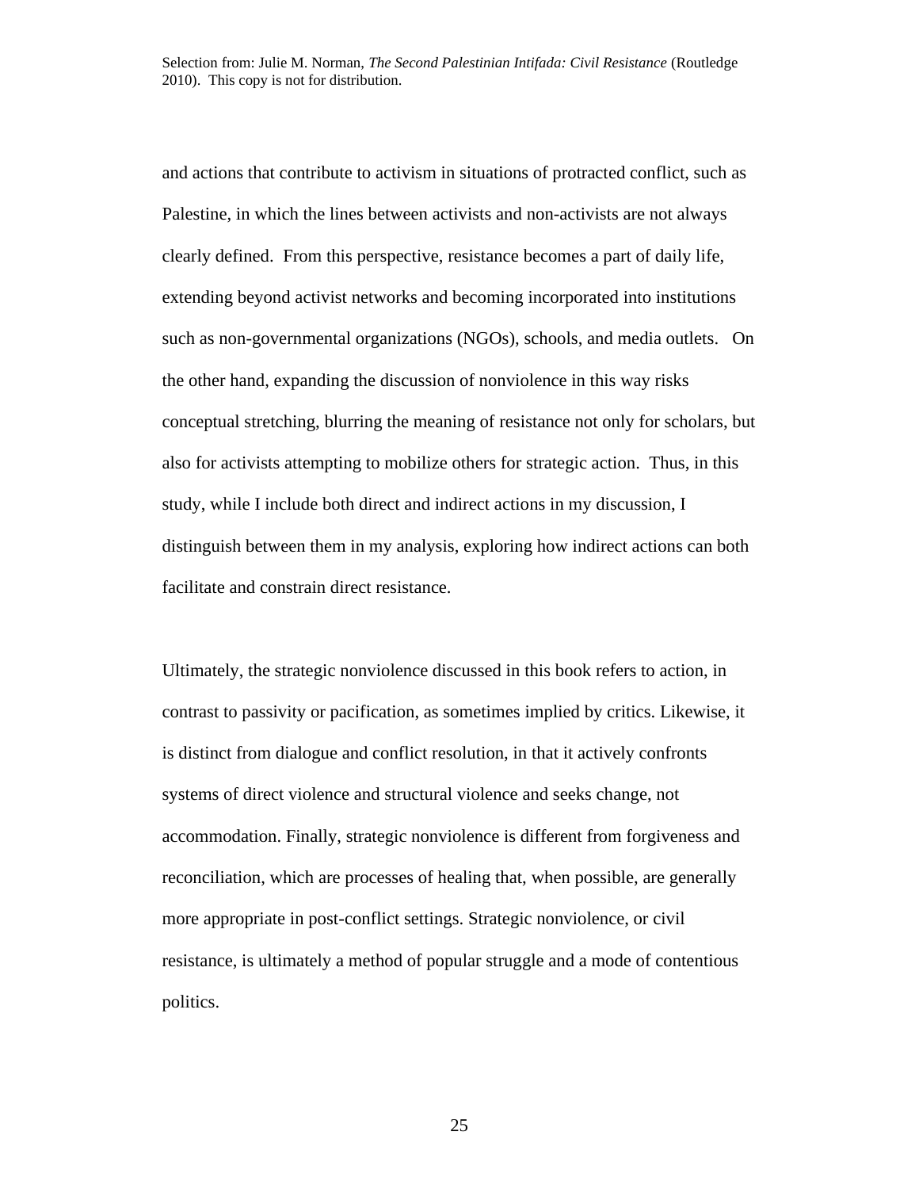and actions that contribute to activism in situations of protracted conflict, such as Palestine, in which the lines between activists and non-activists are not always clearly defined. From this perspective, resistance becomes a part of daily life, extending beyond activist networks and becoming incorporated into institutions such as non-governmental organizations (NGOs), schools, and media outlets. On the other hand, expanding the discussion of nonviolence in this way risks conceptual stretching, blurring the meaning of resistance not only for scholars, but also for activists attempting to mobilize others for strategic action. Thus, in this study, while I include both direct and indirect actions in my discussion, I distinguish between them in my analysis, exploring how indirect actions can both facilitate and constrain direct resistance.

Ultimately, the strategic nonviolence discussed in this book refers to action, in contrast to passivity or pacification, as sometimes implied by critics. Likewise, it is distinct from dialogue and conflict resolution, in that it actively confronts systems of direct violence and structural violence and seeks change, not accommodation. Finally, strategic nonviolence is different from forgiveness and reconciliation, which are processes of healing that, when possible, are generally more appropriate in post-conflict settings. Strategic nonviolence, or civil resistance, is ultimately a method of popular struggle and a mode of contentious politics.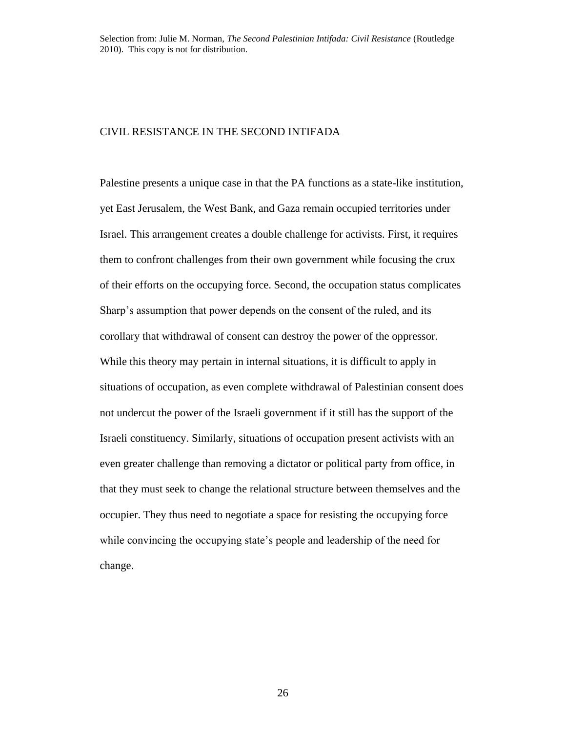## CIVIL RESISTANCE IN THE SECOND INTIFADA

Palestine presents a unique case in that the PA functions as a state-like institution, yet East Jerusalem, the West Bank, and Gaza remain occupied territories under Israel. This arrangement creates a double challenge for activists. First, it requires them to confront challenges from their own government while focusing the crux of their efforts on the occupying force. Second, the occupation status complicates Sharp's assumption that power depends on the consent of the ruled, and its corollary that withdrawal of consent can destroy the power of the oppressor. While this theory may pertain in internal situations, it is difficult to apply in situations of occupation, as even complete withdrawal of Palestinian consent does not undercut the power of the Israeli government if it still has the support of the Israeli constituency. Similarly, situations of occupation present activists with an even greater challenge than removing a dictator or political party from office, in that they must seek to change the relational structure between themselves and the occupier. They thus need to negotiate a space for resisting the occupying force while convincing the occupying state's people and leadership of the need for change.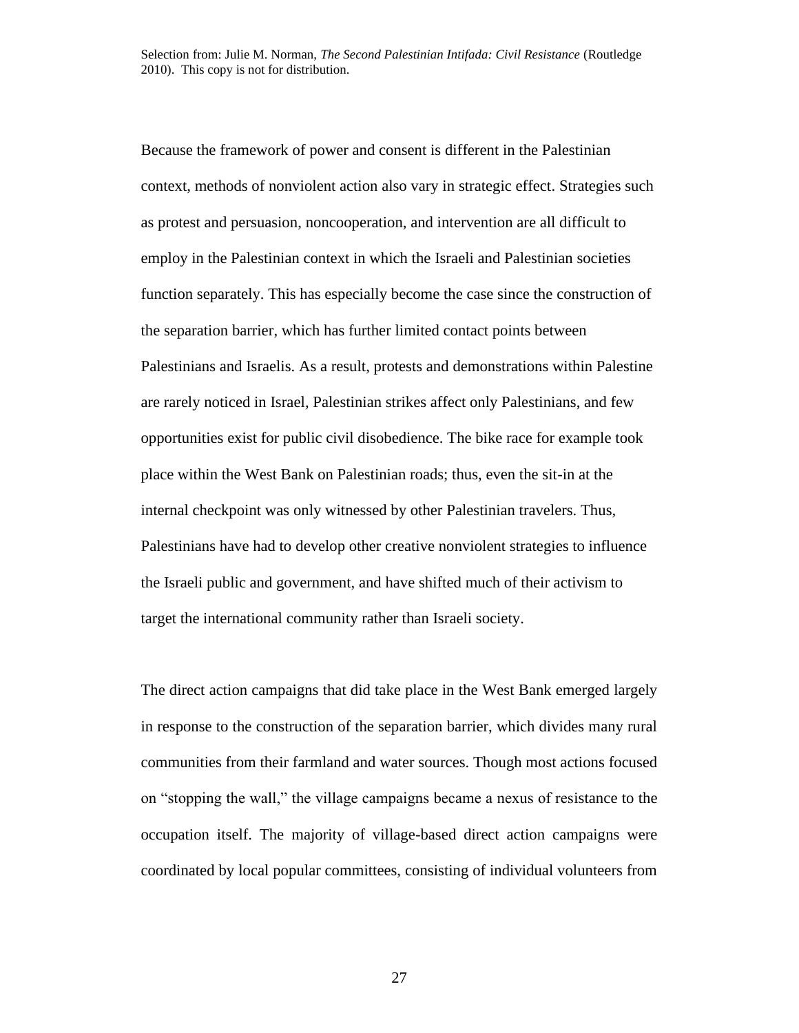Because the framework of power and consent is different in the Palestinian context, methods of nonviolent action also vary in strategic effect. Strategies such as protest and persuasion, noncooperation, and intervention are all difficult to employ in the Palestinian context in which the Israeli and Palestinian societies function separately. This has especially become the case since the construction of the separation barrier, which has further limited contact points between Palestinians and Israelis. As a result, protests and demonstrations within Palestine are rarely noticed in Israel, Palestinian strikes affect only Palestinians, and few opportunities exist for public civil disobedience. The bike race for example took place within the West Bank on Palestinian roads; thus, even the sit-in at the internal checkpoint was only witnessed by other Palestinian travelers. Thus, Palestinians have had to develop other creative nonviolent strategies to influence the Israeli public and government, and have shifted much of their activism to target the international community rather than Israeli society.

The direct action campaigns that did take place in the West Bank emerged largely in response to the construction of the separation barrier, which divides many rural communities from their farmland and water sources. Though most actions focused on "stopping the wall," the village campaigns became a nexus of resistance to the occupation itself. The majority of village-based direct action campaigns were coordinated by local popular committees, consisting of individual volunteers from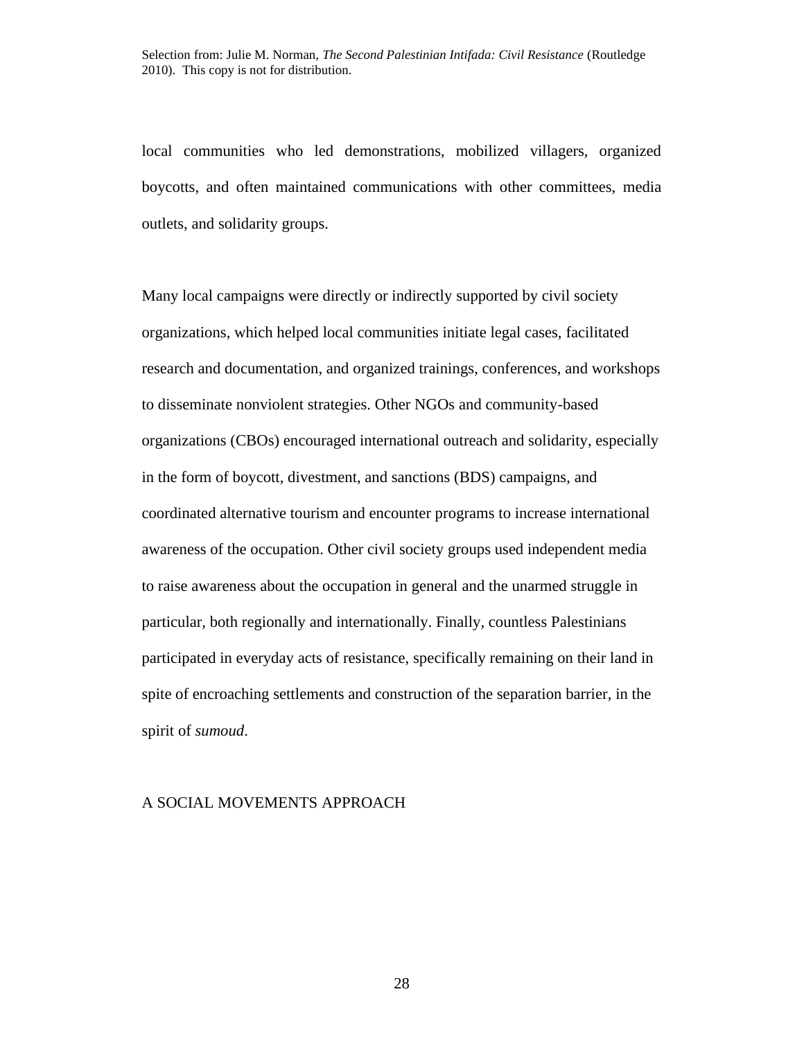local communities who led demonstrations, mobilized villagers, organized boycotts, and often maintained communications with other committees, media outlets, and solidarity groups.

Many local campaigns were directly or indirectly supported by civil society organizations, which helped local communities initiate legal cases, facilitated research and documentation, and organized trainings, conferences, and workshops to disseminate nonviolent strategies. Other NGOs and community-based organizations (CBOs) encouraged international outreach and solidarity, especially in the form of boycott, divestment, and sanctions (BDS) campaigns, and coordinated alternative tourism and encounter programs to increase international awareness of the occupation. Other civil society groups used independent media to raise awareness about the occupation in general and the unarmed struggle in particular, both regionally and internationally. Finally, countless Palestinians participated in everyday acts of resistance, specifically remaining on their land in spite of encroaching settlements and construction of the separation barrier, in the spirit of *sumoud*.

## A SOCIAL MOVEMENTS APPROACH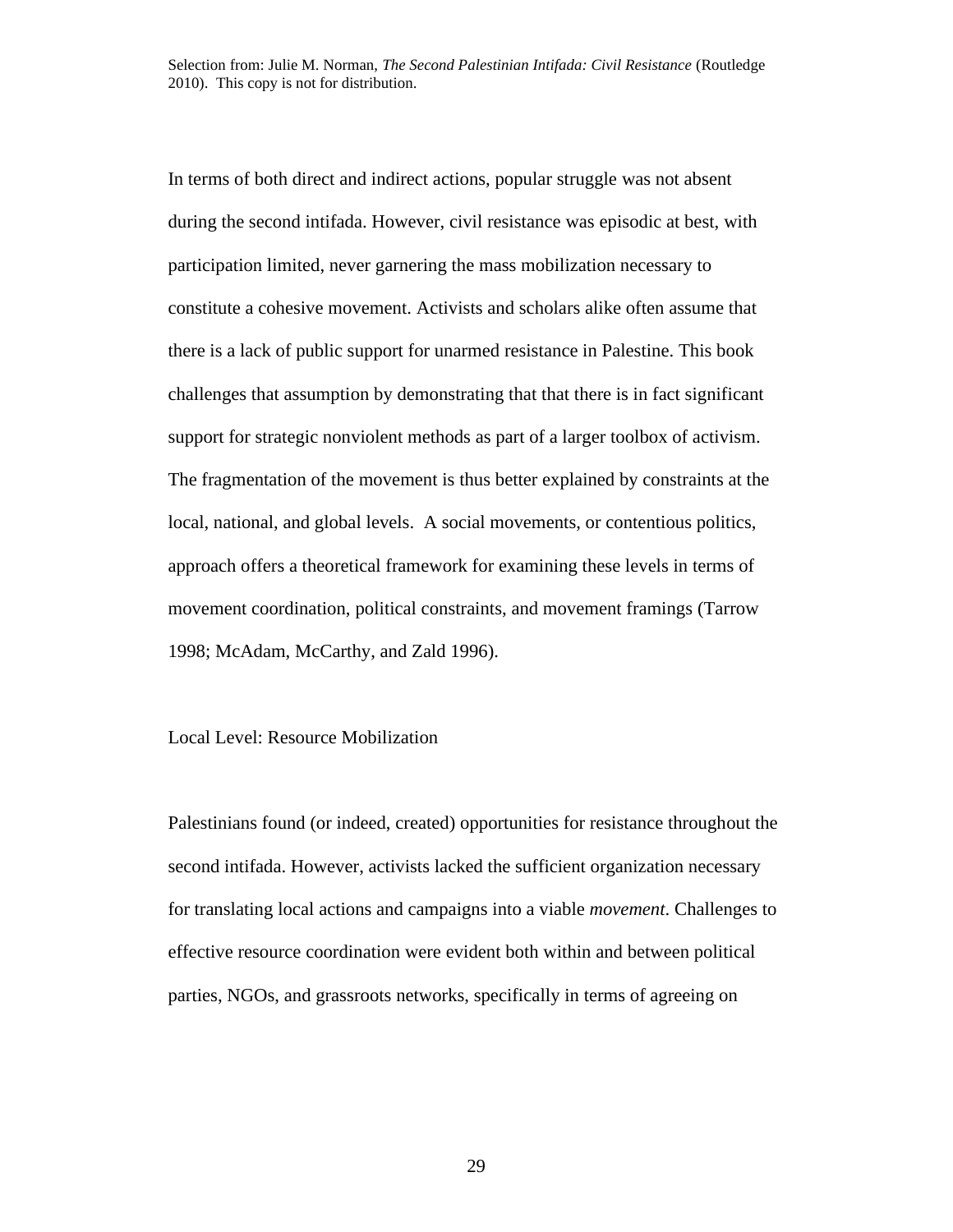In terms of both direct and indirect actions, popular struggle was not absent during the second intifada. However, civil resistance was episodic at best, with participation limited, never garnering the mass mobilization necessary to constitute a cohesive movement. Activists and scholars alike often assume that there is a lack of public support for unarmed resistance in Palestine. This book challenges that assumption by demonstrating that that there is in fact significant support for strategic nonviolent methods as part of a larger toolbox of activism. The fragmentation of the movement is thus better explained by constraints at the local, national, and global levels. A social movements, or contentious politics, approach offers a theoretical framework for examining these levels in terms of movement coordination, political constraints, and movement framings (Tarrow 1998; McAdam, McCarthy, and Zald 1996).

## Local Level: Resource Mobilization

Palestinians found (or indeed, created) opportunities for resistance throughout the second intifada. However, activists lacked the sufficient organization necessary for translating local actions and campaigns into a viable *movement*. Challenges to effective resource coordination were evident both within and between political parties, NGOs, and grassroots networks, specifically in terms of agreeing on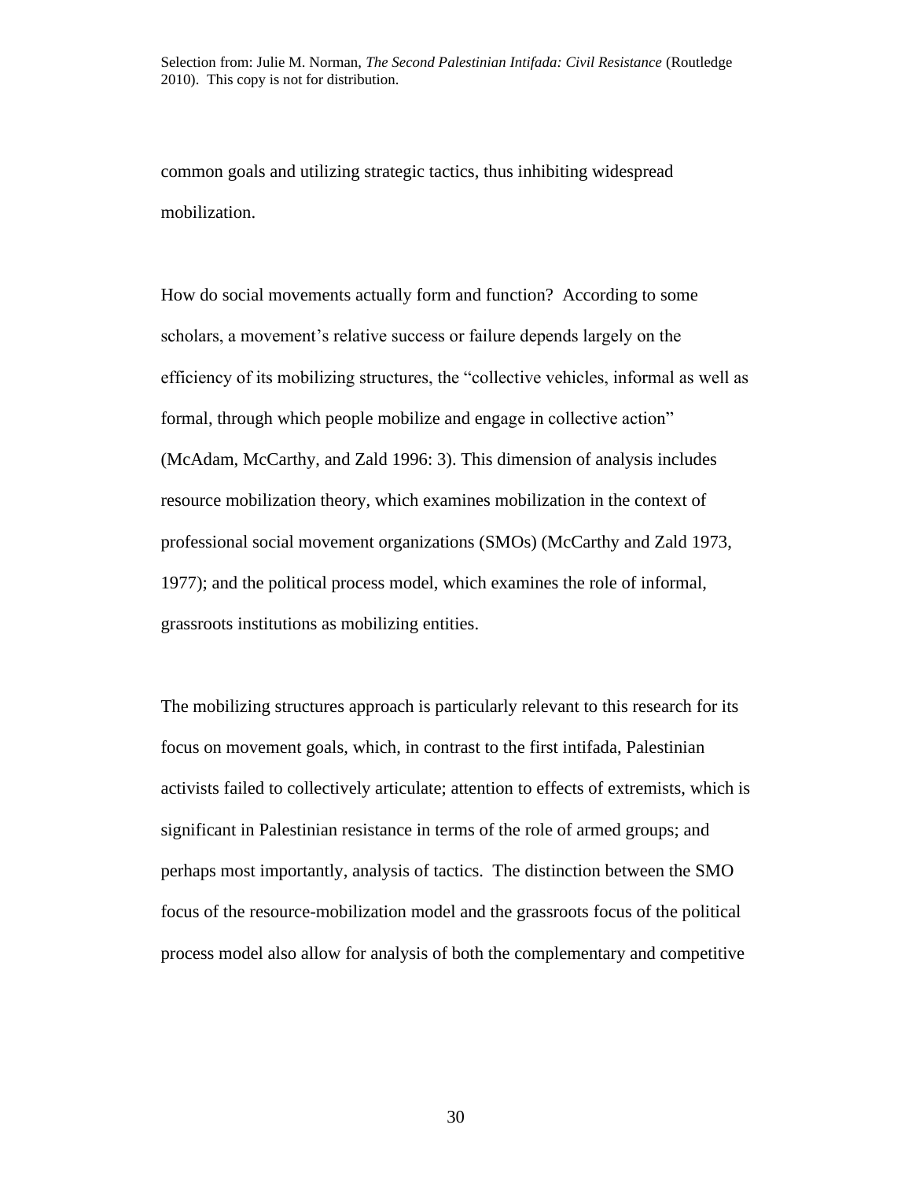common goals and utilizing strategic tactics, thus inhibiting widespread mobilization.

How do social movements actually form and function? According to some scholars, a movement's relative success or failure depends largely on the efficiency of its mobilizing structures, the "collective vehicles, informal as well as formal, through which people mobilize and engage in collective action" (McAdam, McCarthy, and Zald 1996: 3). This dimension of analysis includes resource mobilization theory, which examines mobilization in the context of professional social movement organizations (SMOs) (McCarthy and Zald 1973, 1977); and the political process model, which examines the role of informal, grassroots institutions as mobilizing entities.

The mobilizing structures approach is particularly relevant to this research for its focus on movement goals, which, in contrast to the first intifada, Palestinian activists failed to collectively articulate; attention to effects of extremists, which is significant in Palestinian resistance in terms of the role of armed groups; and perhaps most importantly, analysis of tactics. The distinction between the SMO focus of the resource-mobilization model and the grassroots focus of the political process model also allow for analysis of both the complementary and competitive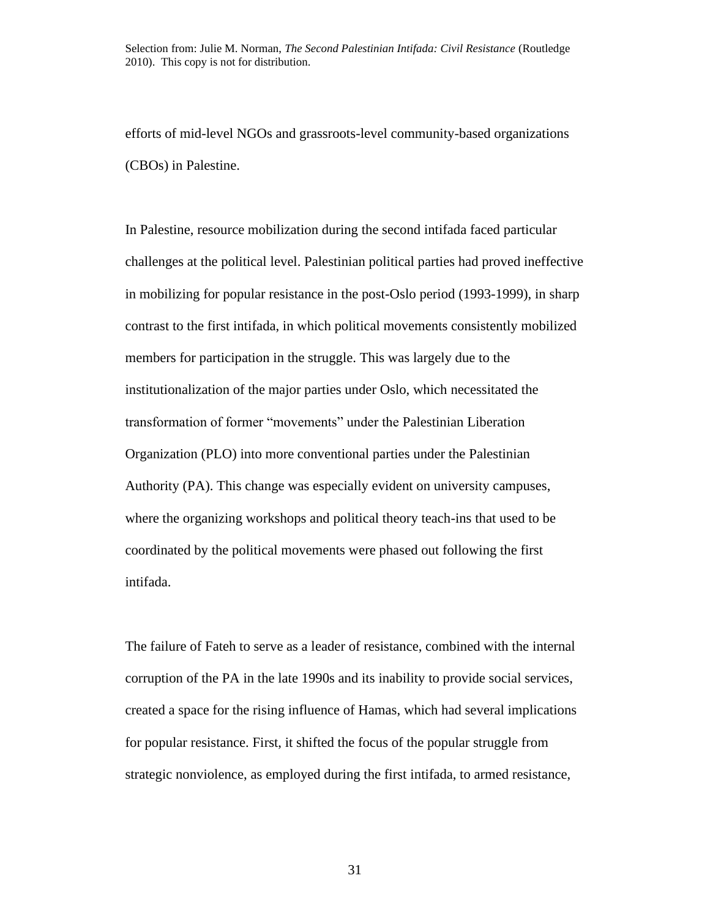efforts of mid-level NGOs and grassroots-level community-based organizations (CBOs) in Palestine.

In Palestine, resource mobilization during the second intifada faced particular challenges at the political level. Palestinian political parties had proved ineffective in mobilizing for popular resistance in the post-Oslo period (1993-1999), in sharp contrast to the first intifada, in which political movements consistently mobilized members for participation in the struggle. This was largely due to the institutionalization of the major parties under Oslo, which necessitated the transformation of former "movements" under the Palestinian Liberation Organization (PLO) into more conventional parties under the Palestinian Authority (PA). This change was especially evident on university campuses, where the organizing workshops and political theory teach-ins that used to be coordinated by the political movements were phased out following the first intifada.

The failure of Fateh to serve as a leader of resistance, combined with the internal corruption of the PA in the late 1990s and its inability to provide social services, created a space for the rising influence of Hamas, which had several implications for popular resistance. First, it shifted the focus of the popular struggle from strategic nonviolence, as employed during the first intifada, to armed resistance,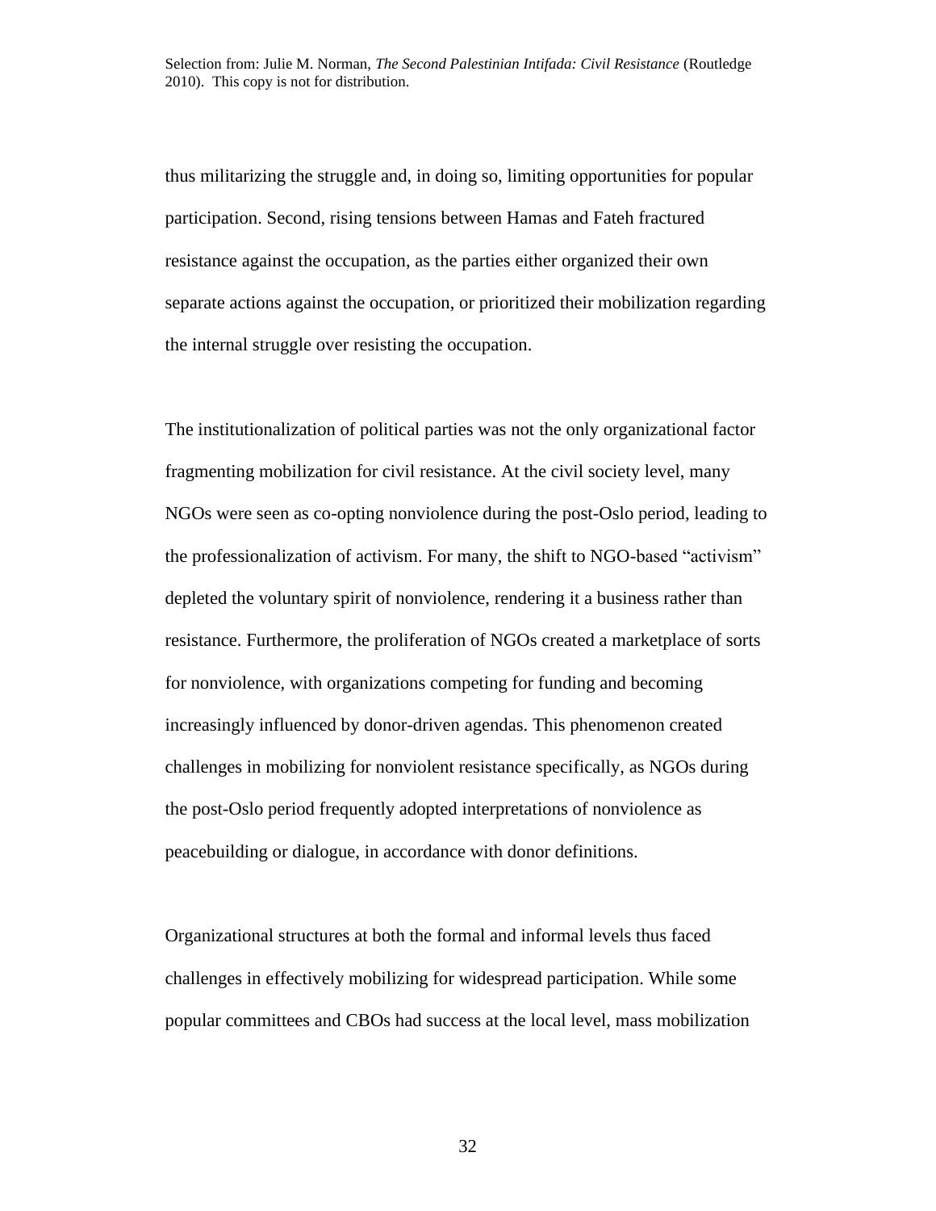thus militarizing the struggle and, in doing so, limiting opportunities for popular participation. Second, rising tensions between Hamas and Fateh fractured resistance against the occupation, as the parties either organized their own separate actions against the occupation, or prioritized their mobilization regarding the internal struggle over resisting the occupation.

The institutionalization of political parties was not the only organizational factor fragmenting mobilization for civil resistance. At the civil society level, many NGOs were seen as co-opting nonviolence during the post-Oslo period, leading to the professionalization of activism. For many, the shift to NGO-based "activism" depleted the voluntary spirit of nonviolence, rendering it a business rather than resistance. Furthermore, the proliferation of NGOs created a marketplace of sorts for nonviolence, with organizations competing for funding and becoming increasingly influenced by donor-driven agendas. This phenomenon created challenges in mobilizing for nonviolent resistance specifically, as NGOs during the post-Oslo period frequently adopted interpretations of nonviolence as peacebuilding or dialogue, in accordance with donor definitions.

Organizational structures at both the formal and informal levels thus faced challenges in effectively mobilizing for widespread participation. While some popular committees and CBOs had success at the local level, mass mobilization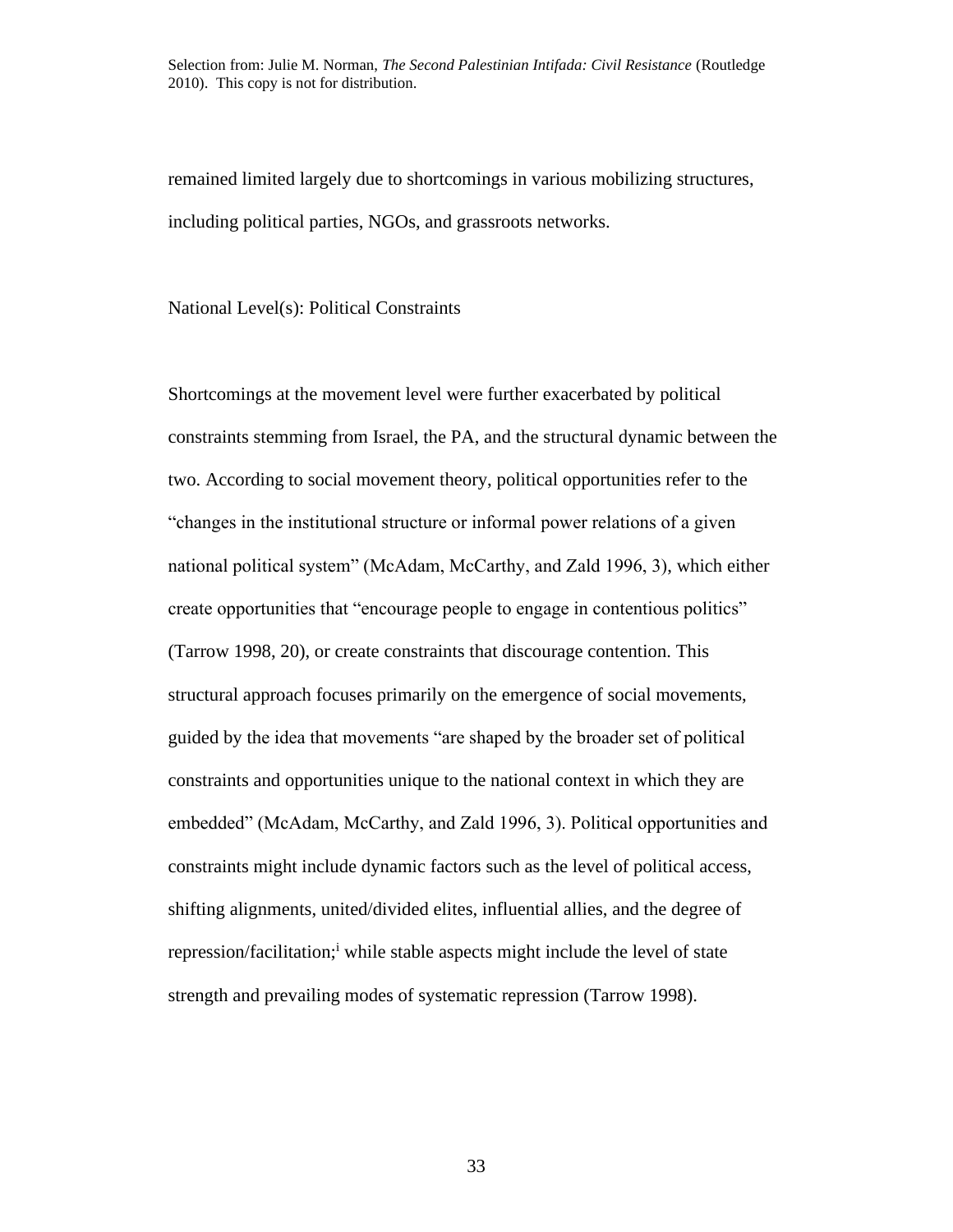remained limited largely due to shortcomings in various mobilizing structures, including political parties, NGOs, and grassroots networks.

## National Level(s): Political Constraints

Shortcomings at the movement level were further exacerbated by political constraints stemming from Israel, the PA, and the structural dynamic between the two. According to social movement theory, political opportunities refer to the "changes in the institutional structure or informal power relations of a given national political system" (McAdam, McCarthy, and Zald 1996, 3), which either create opportunities that "encourage people to engage in contentious politics" (Tarrow 1998, 20), or create constraints that discourage contention. This structural approach focuses primarily on the emergence of social movements, guided by the idea that movements "are shaped by the broader set of political constraints and opportunities unique to the national context in which they are embedded" (McAdam, McCarthy, and Zald 1996, 3). Political opportunities and constraints might include dynamic factors such as the level of political access, shifting alignments, united/divided elites, influential allies, and the degree of repression/facilitation;[i] while stable aspects might include the level of state strength and prevailing modes of systematic repression (Tarrow 1998).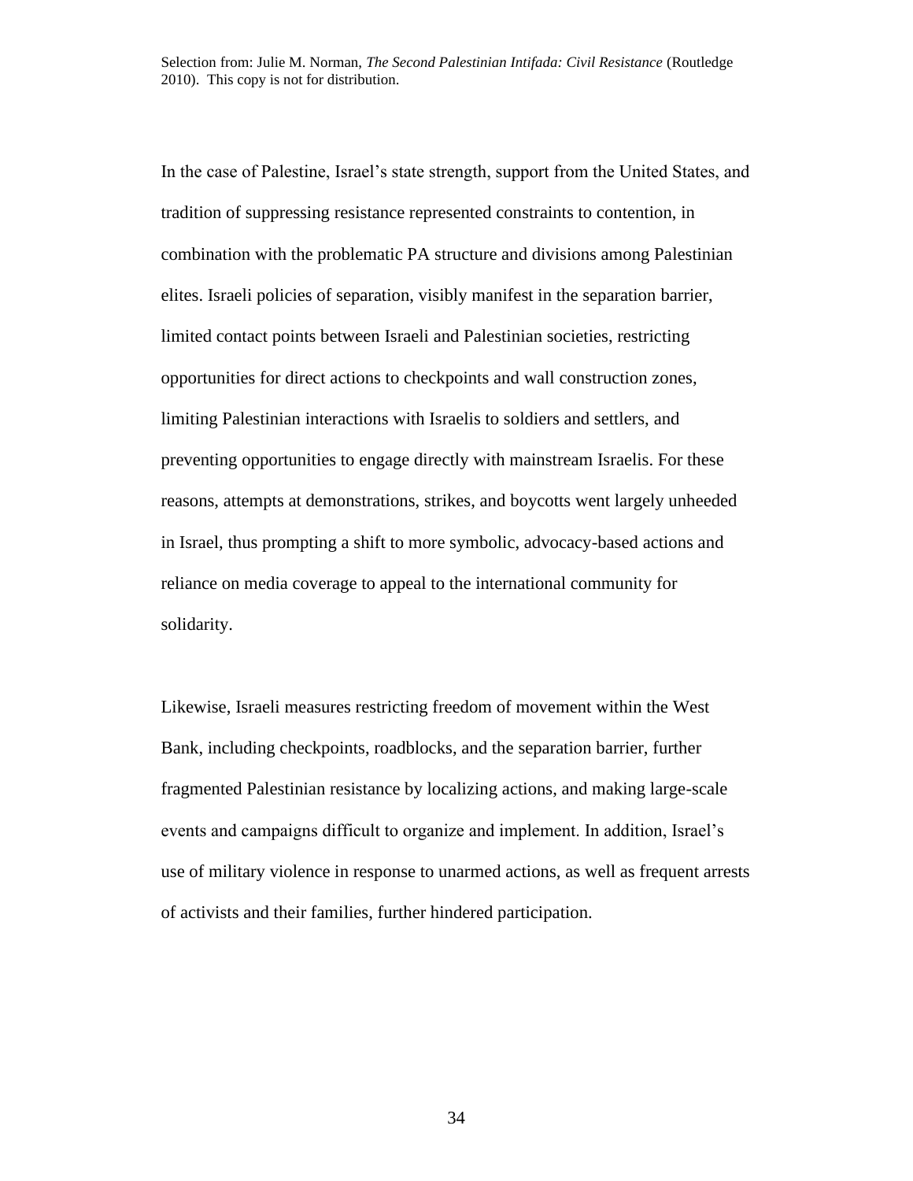In the case of Palestine, Israel's state strength, support from the United States, and tradition of suppressing resistance represented constraints to contention, in combination with the problematic PA structure and divisions among Palestinian elites. Israeli policies of separation, visibly manifest in the separation barrier, limited contact points between Israeli and Palestinian societies, restricting opportunities for direct actions to checkpoints and wall construction zones, limiting Palestinian interactions with Israelis to soldiers and settlers, and preventing opportunities to engage directly with mainstream Israelis. For these reasons, attempts at demonstrations, strikes, and boycotts went largely unheeded in Israel, thus prompting a shift to more symbolic, advocacy-based actions and reliance on media coverage to appeal to the international community for solidarity.

Likewise, Israeli measures restricting freedom of movement within the West Bank, including checkpoints, roadblocks, and the separation barrier, further fragmented Palestinian resistance by localizing actions, and making large-scale events and campaigns difficult to organize and implement. In addition, Israel's use of military violence in response to unarmed actions, as well as frequent arrests of activists and their families, further hindered participation.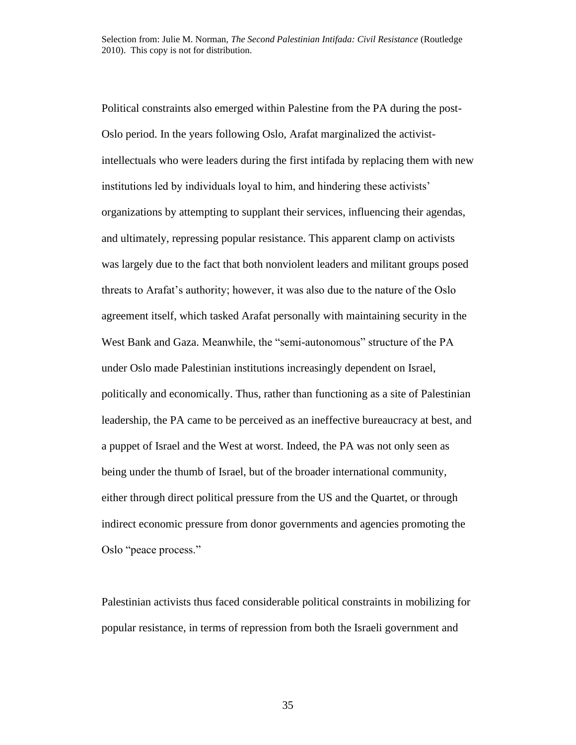Political constraints also emerged within Palestine from the PA during the post-Oslo period. In the years following Oslo, Arafat marginalized the activist-intellectuals who were leaders during the first intifada by replacing them with new institutions led by individuals loyal to him, and hindering these activists' organizations by attempting to supplant their services, influencing their agendas, and ultimately, repressing popular resistance. This apparent clamp on activists was largely due to the fact that both nonviolent leaders and militant groups posed threats to Arafat's authority; however, it was also due to the nature of the Oslo agreement itself, which tasked Arafat personally with maintaining security in the West Bank and Gaza. Meanwhile, the "semi-autonomous" structure of the PA under Oslo made Palestinian institutions increasingly dependent on Israel, politically and economically. Thus, rather than functioning as a site of Palestinian leadership, the PA came to be perceived as an ineffective bureaucracy at best, and a puppet of Israel and the West at worst. Indeed, the PA was not only seen as being under the thumb of Israel, but of the broader international community, either through direct political pressure from the US and the Quartet, or through indirect economic pressure from donor governments and agencies promoting the Oslo "peace process."

Palestinian activists thus faced considerable political constraints in mobilizing for popular resistance, in terms of repression from both the Israeli government and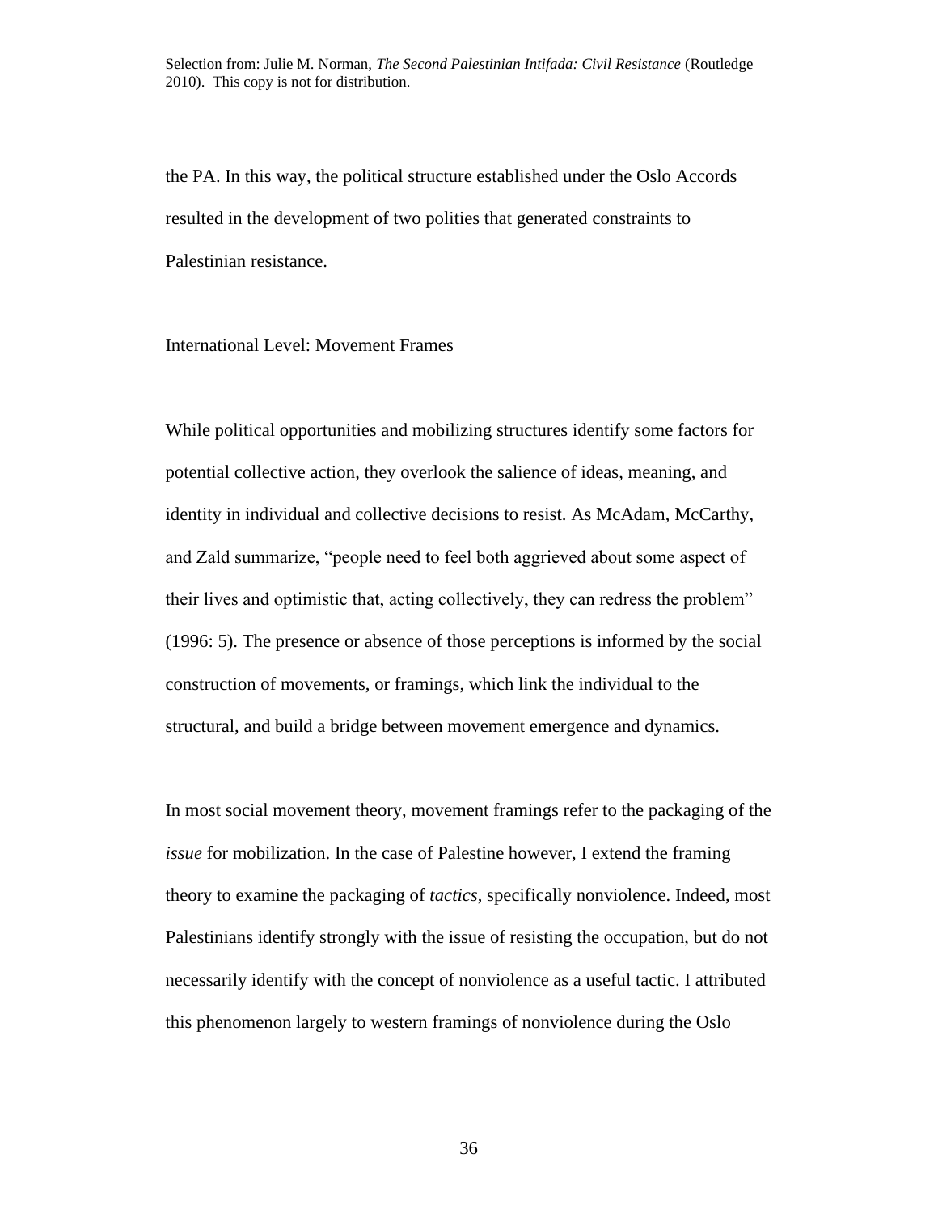the PA. In this way, the political structure established under the Oslo Accords resulted in the development of two polities that generated constraints to Palestinian resistance.

### International Level: Movement Frames

While political opportunities and mobilizing structures identify some factors for potential collective action, they overlook the salience of ideas, meaning, and identity in individual and collective decisions to resist. As McAdam, McCarthy, and Zald summarize, "people need to feel both aggrieved about some aspect of their lives and optimistic that, acting collectively, they can redress the problem" (1996: 5). The presence or absence of those perceptions is informed by the social construction of movements, or framings, which link the individual to the structural, and build a bridge between movement emergence and dynamics.

In most social movement theory, movement framings refer to the packaging of the *issue* for mobilization. In the case of Palestine however, I extend the framing theory to examine the packaging of *tactics*, specifically nonviolence. Indeed, most Palestinians identify strongly with the issue of resisting the occupation, but do not necessarily identify with the concept of nonviolence as a useful tactic. I attributed this phenomenon largely to western framings of nonviolence during the Oslo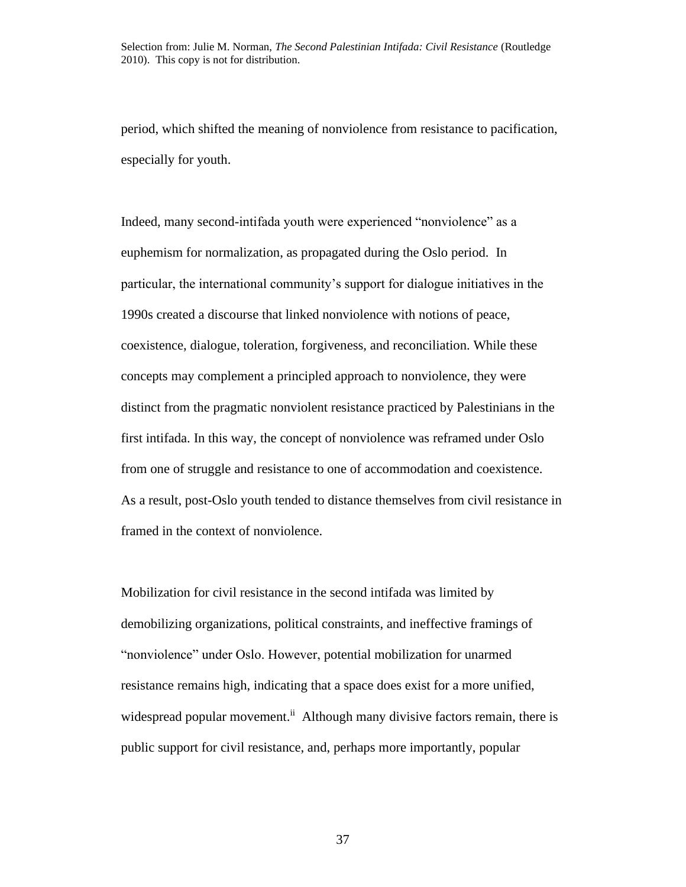period, which shifted the meaning of nonviolence from resistance to pacification, especially for youth.

Indeed, many second-intifada youth were experienced "nonviolence" as a euphemism for normalization, as propagated during the Oslo period. In particular, the international community's support for dialogue initiatives in the 1990s created a discourse that linked nonviolence with notions of peace, coexistence, dialogue, toleration, forgiveness, and reconciliation. While these concepts may complement a principled approach to nonviolence, they were distinct from the pragmatic nonviolent resistance practiced by Palestinians in the first intifada. In this way, the concept of nonviolence was reframed under Oslo from one of struggle and resistance to one of accommodation and coexistence. As a result, post-Oslo youth tended to distance themselves from civil resistance in framed in the context of nonviolence.

Mobilization for civil resistance in the second intifada was limited by demobilizing organizations, political constraints, and ineffective framings of "nonviolence" under Oslo. However, potential mobilization for unarmed resistance remains high, indicating that a space does exist for a more unified, widespread popular movement.[ii] Although many divisive factors remain, there is public support for civil resistance, and, perhaps more importantly, popular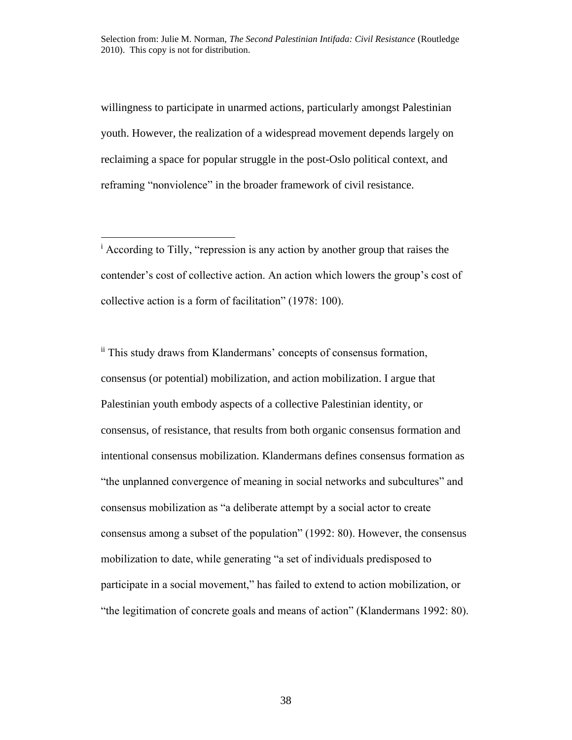willingness to participate in unarmed actions, particularly amongst Palestinian youth. However, the realization of a widespread movement depends largely on reclaiming a space for popular struggle in the post-Oslo political context, and reframing "nonviolence" in the broader framework of civil resistance.

---

[i] According to Tilly, "repression is any action by another group that raises the contender's cost of collective action. An action which lowers the group's cost of collective action is a form of facilitation" (1978: 100).

[ii] This study draws from Klandermans' concepts of consensus formation, consensus (or potential) mobilization, and action mobilization. I argue that Palestinian youth embody aspects of a collective Palestinian identity, or consensus, of resistance, that results from both organic consensus formation and intentional consensus mobilization. Klandermans defines consensus formation as "the unplanned convergence of meaning in social networks and subcultures" and consensus mobilization as "a deliberate attempt by a social actor to create consensus among a subset of the population" (1992: 80). However, the consensus mobilization to date, while generating "a set of individuals predisposed to participate in a social movement," has failed to extend to action mobilization, or "the legitimation of concrete goals and means of action" (Klandermans 1992: 80).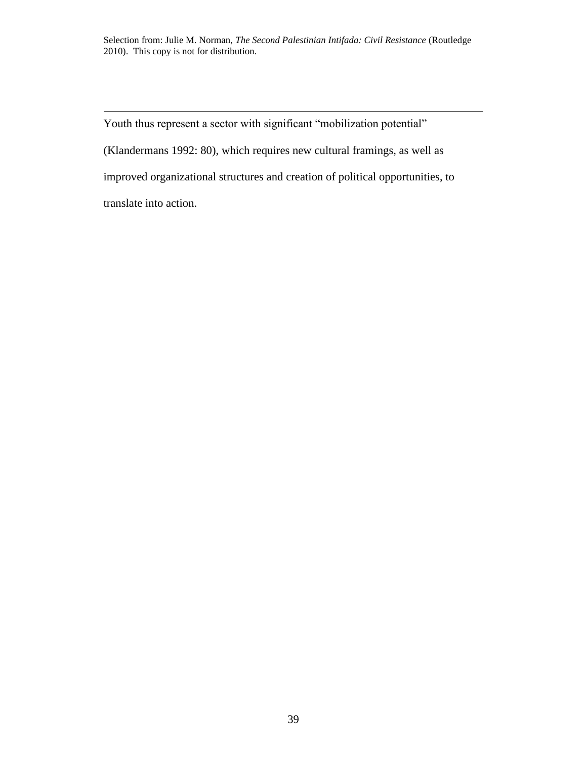Youth thus represent a sector with significant "mobilization potential" (Klandermans 1992: 80), which requires new cultural framings, as well as improved organizational structures and creation of political opportunities, to translate into action.